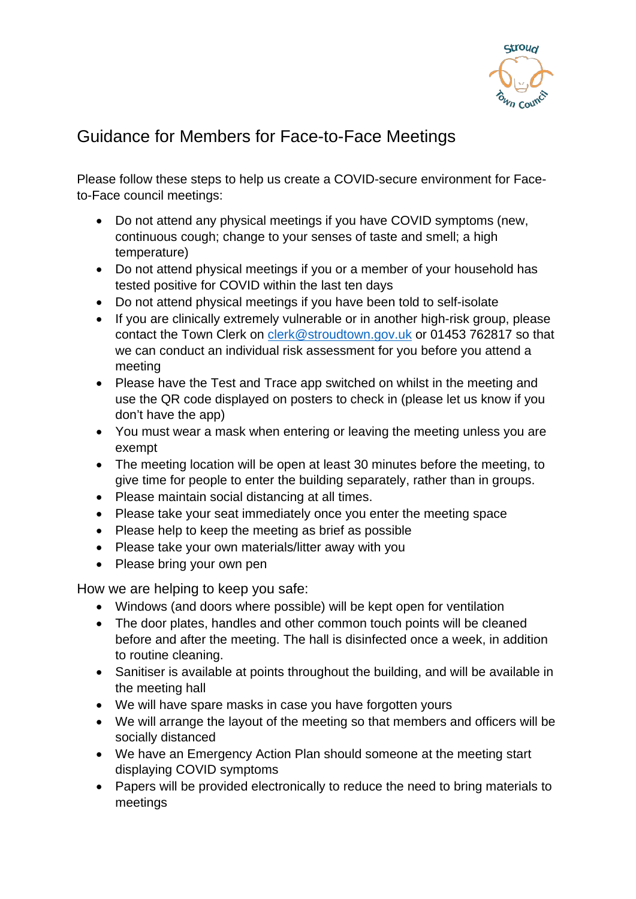# Guidance for Members for Face-to-Face Meetings

Please follow these steps to help us create a COVID-secure environment for Face-to-Face council meetings:

- Do not attend any physical meetings if you have COVID symptoms (new, continuous cough; change to your senses of taste and smell; a high temperature)
- Do not attend physical meetings if you or a member of your household has tested positive for COVID within the last ten days
- Do not attend physical meetings if you have been told to self-isolate
- If you are clinically extremely vulnerable or in another high-risk group, please contact the Town Clerk on [clerk@stroudtown.gov.uk](mailto:clerk@stroudtown.gov.uk) or 01453 762817 so that we can conduct an individual risk assessment for you before you attend a meeting
- Please have the Test and Trace app switched on whilst in the meeting and use the QR code displayed on posters to check in (please let us know if you don't have the app)
- You must wear a mask when entering or leaving the meeting unless you are exempt
- The meeting location will be open at least 30 minutes before the meeting, to give time for people to enter the building separately, rather than in groups.
- Please maintain social distancing at all times.
- Please take your seat immediately once you enter the meeting space
- Please help to keep the meeting as brief as possible
- Please take your own materials/litter away with you
- Please bring your own pen

How we are helping to keep you safe:

- Windows (and doors where possible) will be kept open for ventilation
- The door plates, handles and other common touch points will be cleaned before and after the meeting. The hall is disinfected once a week, in addition to routine cleaning.
- Sanitiser is available at points throughout the building, and will be available in the meeting hall
- We will have spare masks in case you have forgotten yours
- We will arrange the layout of the meeting so that members and officers will be socially distanced
- We have an Emergency Action Plan should someone at the meeting start displaying COVID symptoms
- Papers will be provided electronically to reduce the need to bring materials to meetings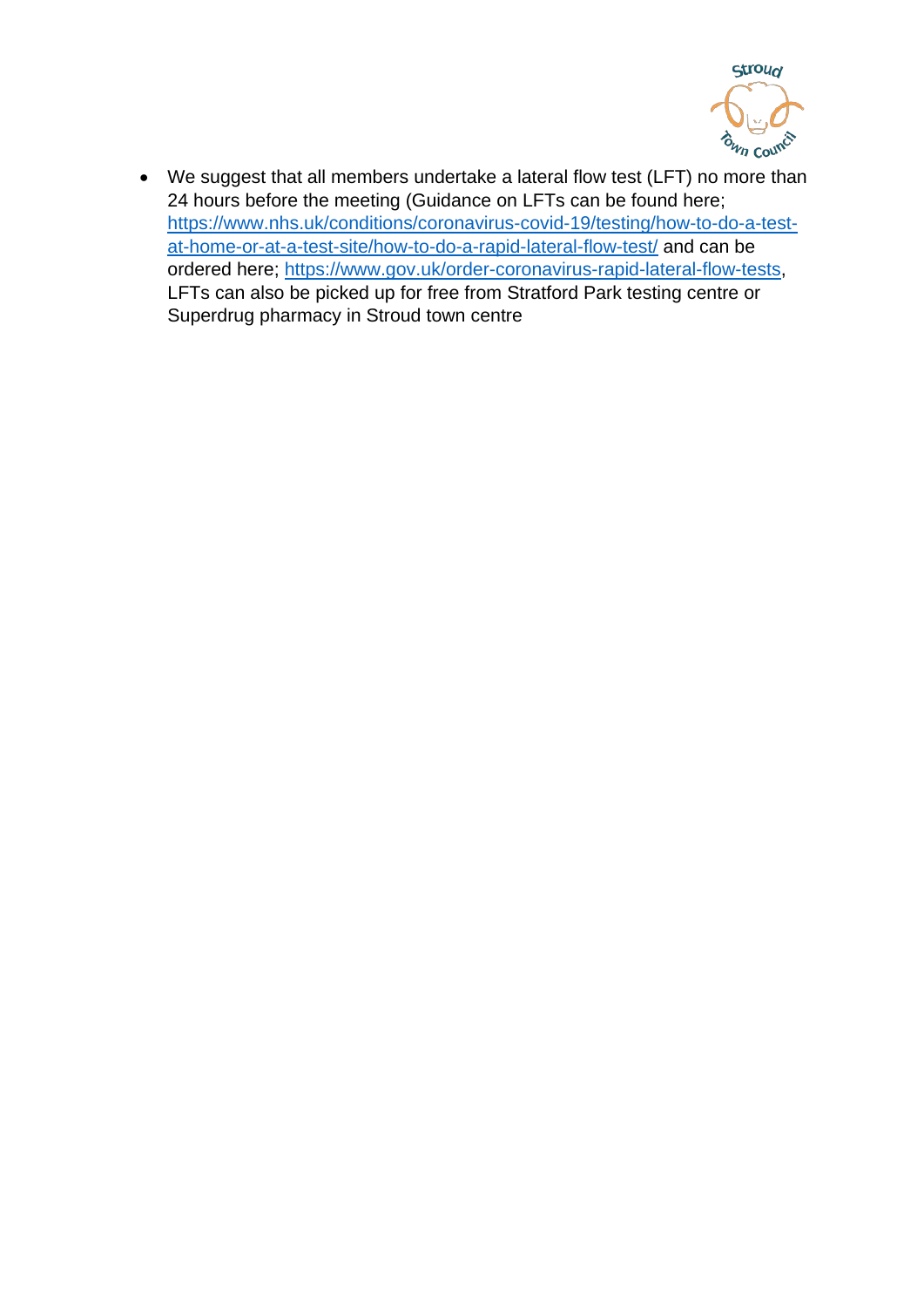- We suggest that all members undertake a lateral flow test (LFT) no more than 24 hours before the meeting (Guidance on LFTs can be found here; https://www.nhs.uk/conditions/coronavirus-covid-19/testing/how-to-do-a-test-at-home-or-at-a-test-site/how-to-do-a-rapid-lateral-flow-test/ and can be ordered here; https://www.gov.uk/order-coronavirus-rapid-lateral-flow-tests, LFTs can also be picked up for free from Stratford Park testing centre or Superdrug pharmacy in Stroud town centre